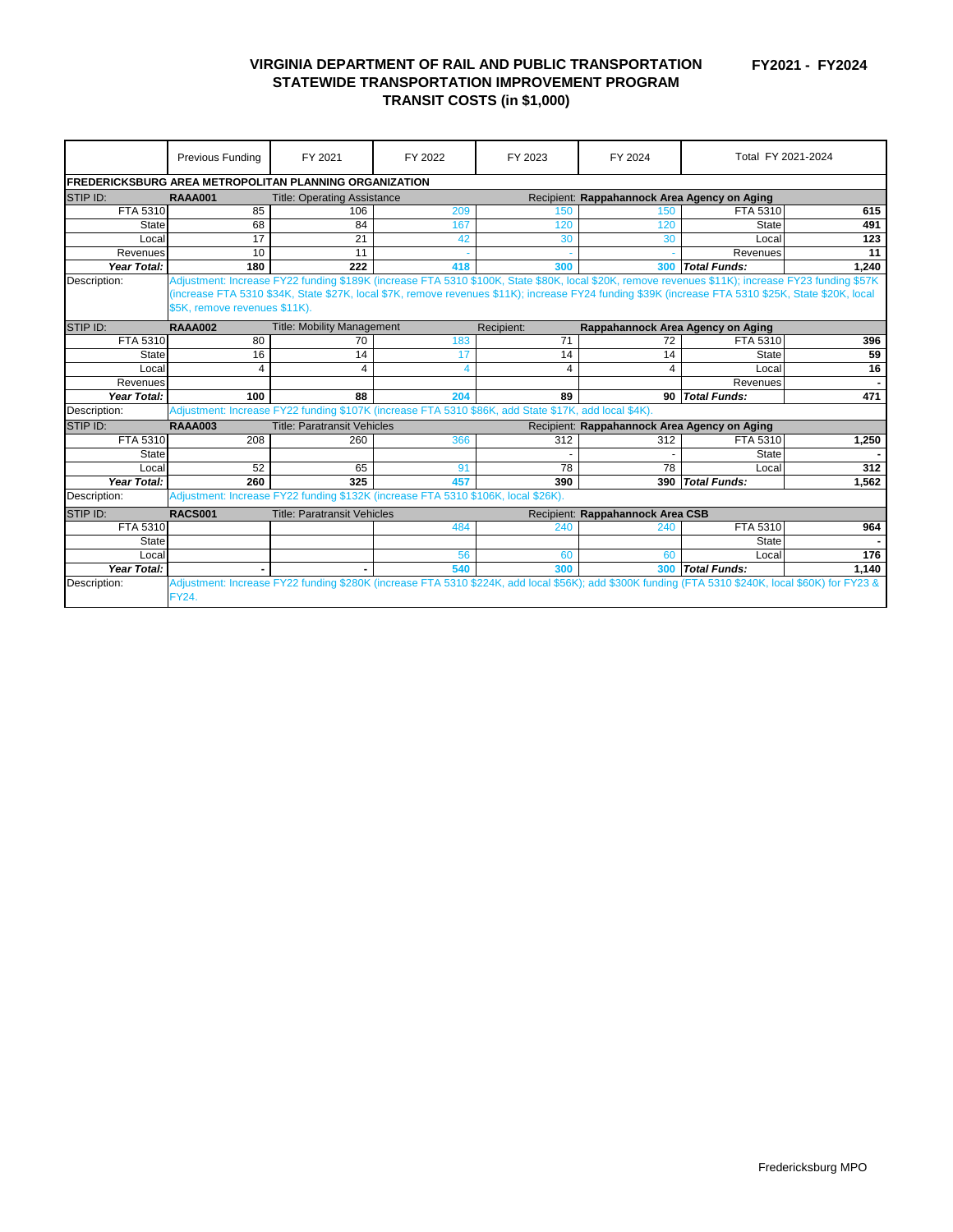# VIRGINIA DEPARTMENT OF RAIL AND PUBLIC TRANSPORTATION
## STATEWIDE TRANSPORTATION IMPROVEMENT PROGRAM
## TRANSIT COSTS (in $1,000)

FY2021 - FY2024

| | Previous Funding | FY 2021 | FY 2022 | FY 2023 | FY 2024 | Total FY 2021-2024 | |
|---|---|---|---|---|---|---|---|
| **FREDERICKSBURG AREA METROPOLITAN PLANNING ORGANIZATION** | | | | | | | |
| STIP ID: | **RAAA001** | Title: Operating Assistance | | Recipient: **Rappahannock Area Agency on Aging** | | | |
| FTA 5310 | 85 | 106 | 209 | 150 | 150 | FTA 5310 | **615** |
| State | 68 | 84 | 167 | 120 | 120 | State | **491** |
| Local | 17 | 21 | 42 | 30 | 30 | Local | **123** |
| Revenues | 10 | 11 | - | - | - | Revenues | **11** |
| ***Year Total:*** | **180** | **222** | **418** | **300** | **300** | ***Total Funds:*** | **1,240** |
| Description: | Adjustment: Increase FY22 funding $189K (increase FTA 5310 $100K, State $80K, local $20K, remove revenues $11K); increase FY23 funding $57K (increase FTA 5310 $34K, State $27K, local $7K, remove revenues $11K); increase FY24 funding $39K (increase FTA 5310 $25K, State $20K, local $5K, remove revenues $11K). | | | | | | |
| STIP ID: | **RAAA002** | Title: Mobility Management | | Recipient: | **Rappahannock Area Agency on Aging** | | |
| FTA 5310 | 80 | 70 | 183 | 71 | 72 | FTA 5310 | **396** |
| State | 16 | 14 | 17 | 14 | 14 | State | **59** |
| Local | 4 | 4 | 4 | 4 | 4 | Local | **16** |
| Revenues | | | | | | Revenues | **-** |
| ***Year Total:*** | **100** | **88** | **204** | **89** | **90** | ***Total Funds:*** | **471** |
| Description: | Adjustment: Increase FY22 funding $107K (increase FTA 5310 $86K, add State $17K, add local $4K). | | | | | | |
| STIP ID: | **RAAA003** | Title: Paratransit Vehicles | | Recipient: **Rappahannock Area Agency on Aging** | | | |
| FTA 5310 | 208 | 260 | 366 | 312 | 312 | FTA 5310 | **1,250** |
| State | | | | - | - | State | **-** |
| Local | 52 | 65 | 91 | 78 | 78 | Local | **312** |
| ***Year Total:*** | **260** | **325** | **457** | **390** | **390** | ***Total Funds:*** | **1,562** |
| Description: | Adjustment: Increase FY22 funding $132K (increase FTA 5310 $106K, local $26K). | | | | | | |
| STIP ID: | **RACS001** | Title: Paratransit Vehicles | | Recipient: **Rappahannock Area CSB** | | | |
| FTA 5310 | | | 484 | 240 | 240 | FTA 5310 | **964** |
| State | | | | | | State | **-** |
| Local | | | 56 | 60 | 60 | Local | **176** |
| ***Year Total:*** | **-** | **-** | **540** | **300** | **300** | ***Total Funds:*** | **1,140** |
| Description: | Adjustment: Increase FY22 funding $280K (increase FTA 5310 $224K, add local $56K); add $300K funding (FTA 5310 $240K, local $60K) for FY23 & FY24. | | | | | | |

Fredericksburg MPO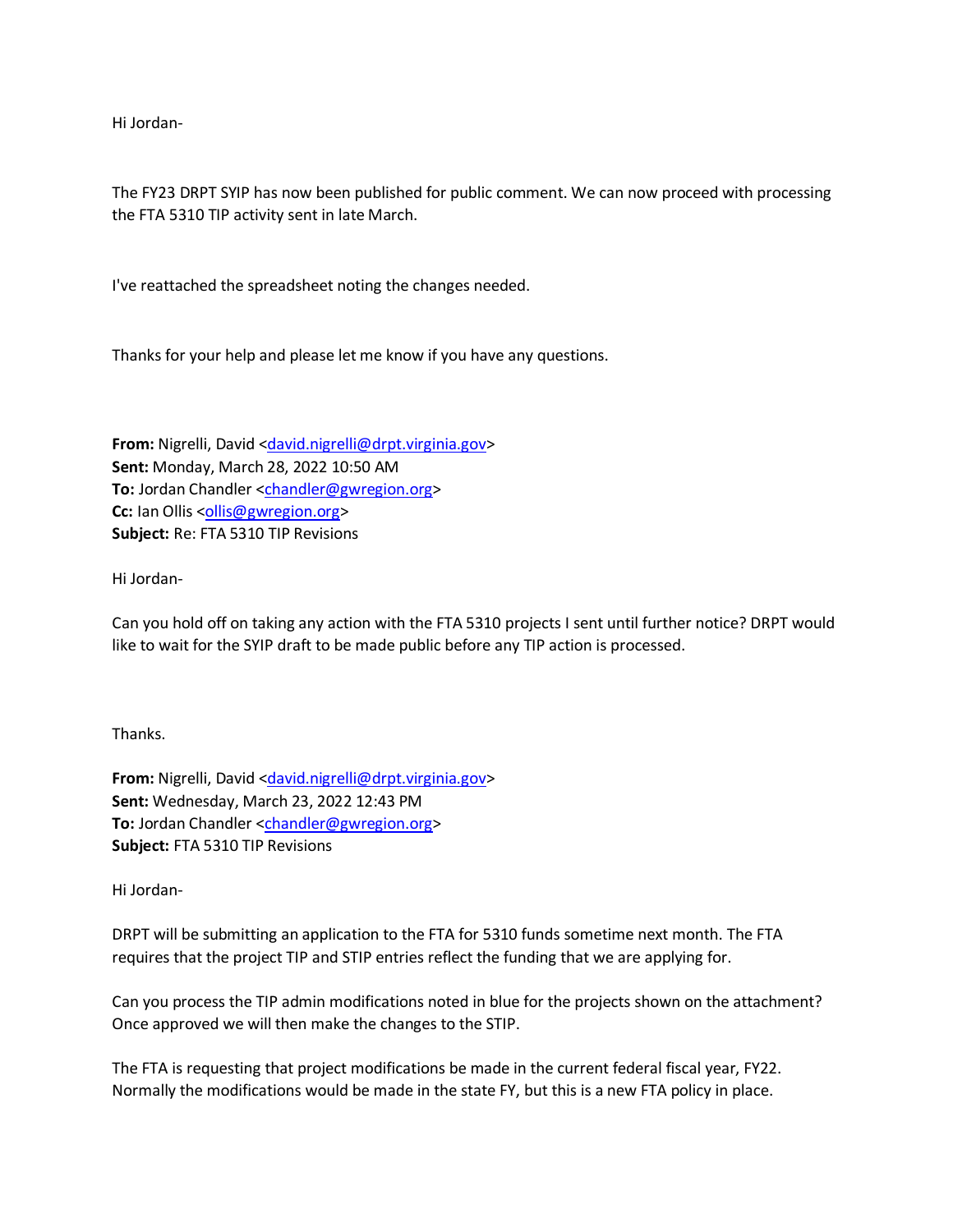Hi Jordan-

The FY23 DRPT SYIP has now been published for public comment. We can now proceed with processing the FTA 5310 TIP activity sent in late March.

I've reattached the spreadsheet noting the changes needed.

Thanks for your help and please let me know if you have any questions.

**From:** Nigrelli, David <david.nigrelli@drpt.virginia.gov>
**Sent:** Monday, March 28, 2022 10:50 AM
**To:** Jordan Chandler <chandler@gwregion.org>
**Cc:** Ian Ollis <ollis@gwregion.org>
**Subject:** Re: FTA 5310 TIP Revisions

Hi Jordan-

Can you hold off on taking any action with the FTA 5310 projects I sent until further notice? DRPT would like to wait for the SYIP draft to be made public before any TIP action is processed.

Thanks.

**From:** Nigrelli, David <david.nigrelli@drpt.virginia.gov>
**Sent:** Wednesday, March 23, 2022 12:43 PM
**To:** Jordan Chandler <chandler@gwregion.org>
**Subject:** FTA 5310 TIP Revisions

Hi Jordan-

DRPT will be submitting an application to the FTA for 5310 funds sometime next month. The FTA requires that the project TIP and STIP entries reflect the funding that we are applying for.

Can you process the TIP admin modifications noted in blue for the projects shown on the attachment? Once approved we will then make the changes to the STIP.

The FTA is requesting that project modifications be made in the current federal fiscal year, FY22. Normally the modifications would be made in the state FY, but this is a new FTA policy in place.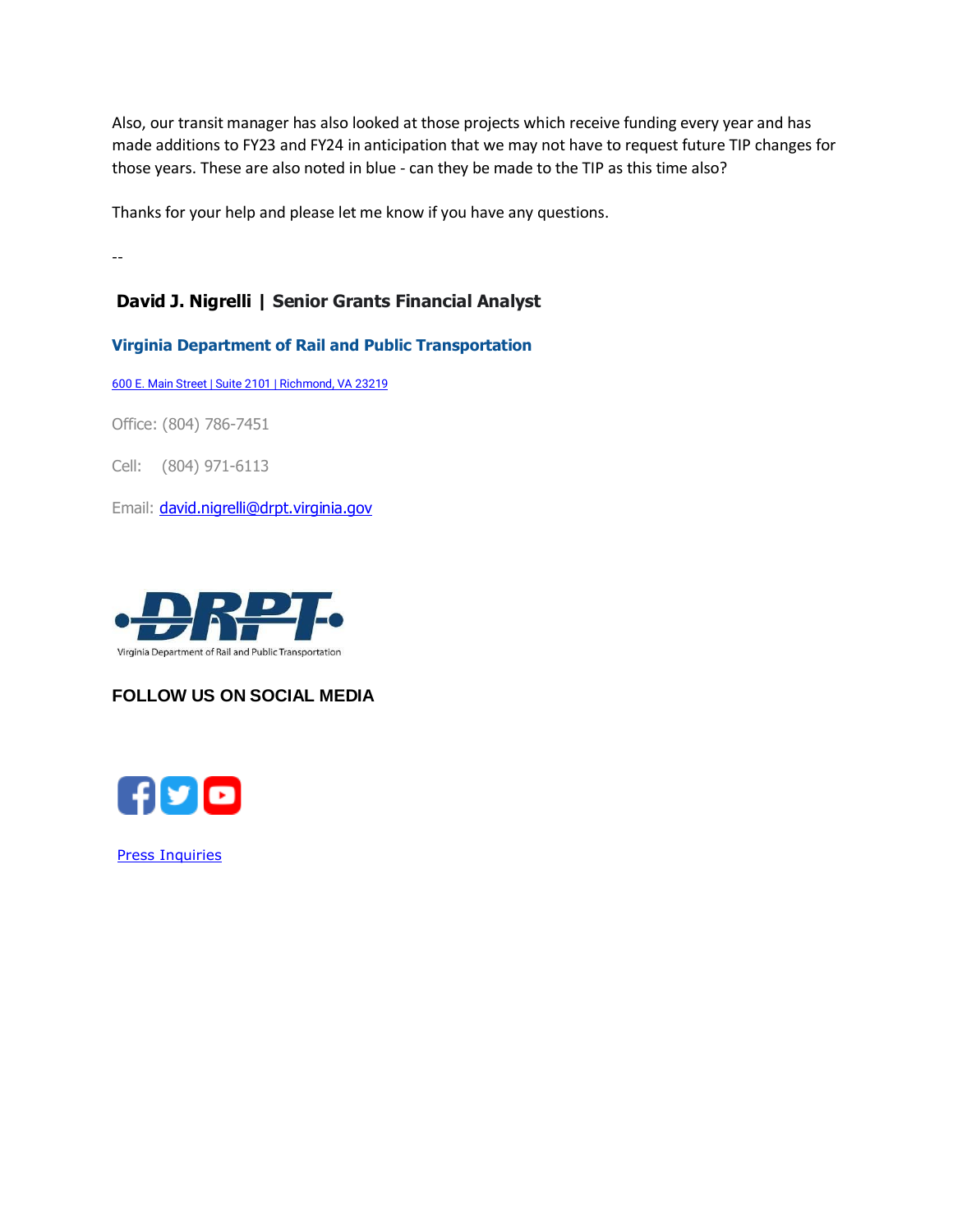Also, our transit manager has also looked at those projects which receive funding every year and has made additions to FY23 and FY24 in anticipation that we may not have to request future TIP changes for those years. These are also noted in blue - can they be made to the TIP as this time also?

Thanks for your help and please let me know if you have any questions.

--

**David J. Nigrelli | Senior Grants Financial Analyst**

**Virginia Department of Rail and Public Transportation**

600 E. Main Street | Suite 2101 | Richmond, VA 23219

Office: (804) 786-7451

Cell: (804) 971-6113

Email: david.nigrelli@drpt.virginia.gov

DRPT

Virginia Department of Rail and Public Transportation

**FOLLOW US ON SOCIAL MEDIA**

Press Inquiries